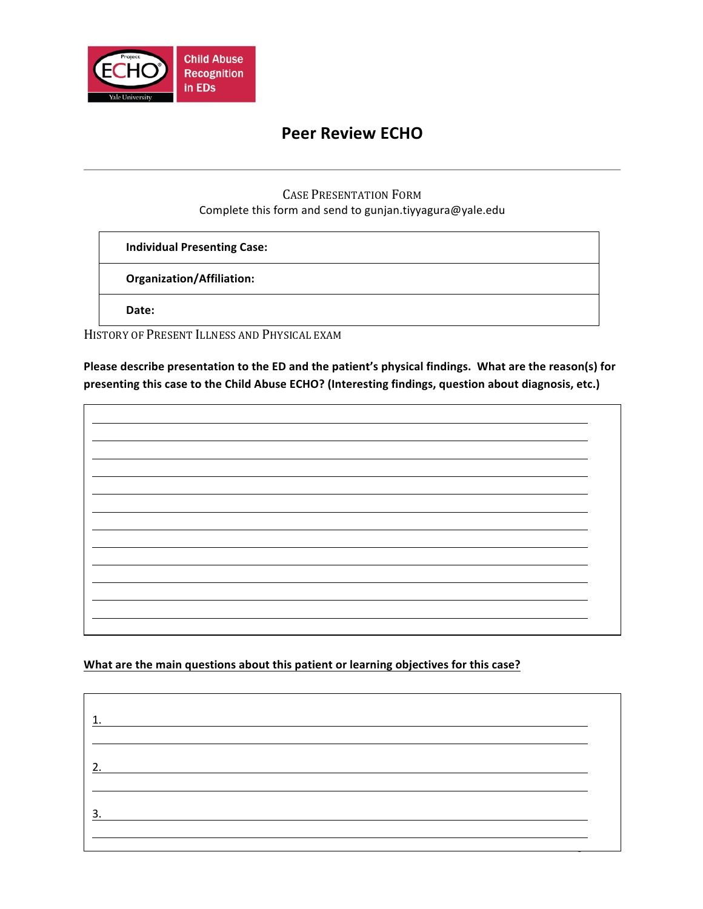Project ECHO Yale University

Child Abuse Recognition in EDs

# Peer Review ECHO

---

## Case Presentation Form

Complete this form and send to gunjan.tiyyagura@yale.edu

| **Individual Presenting Case:** |
|---|
| **Organization/Affiliation:** |
| **Date:** |

## History of Present Illness and Physical Exam

**Please describe presentation to the ED and the patient's physical findings. What are the reason(s) for presenting this case to the Child Abuse ECHO? (Interesting findings, question about diagnosis, etc.)**

______________________________________________________________________

______________________________________________________________________

______________________________________________________________________

______________________________________________________________________

______________________________________________________________________

______________________________________________________________________

______________________________________________________________________

______________________________________________________________________

______________________________________________________________________

______________________________________________________________________

______________________________________________________________________

______________________________________________________________________

**What are the main questions about this patient or learning objectives for this case?**

1. ____________________________________________________________________

______________________________________________________________________

2. ____________________________________________________________________

______________________________________________________________________

3. ____________________________________________________________________

______________________________________________________________________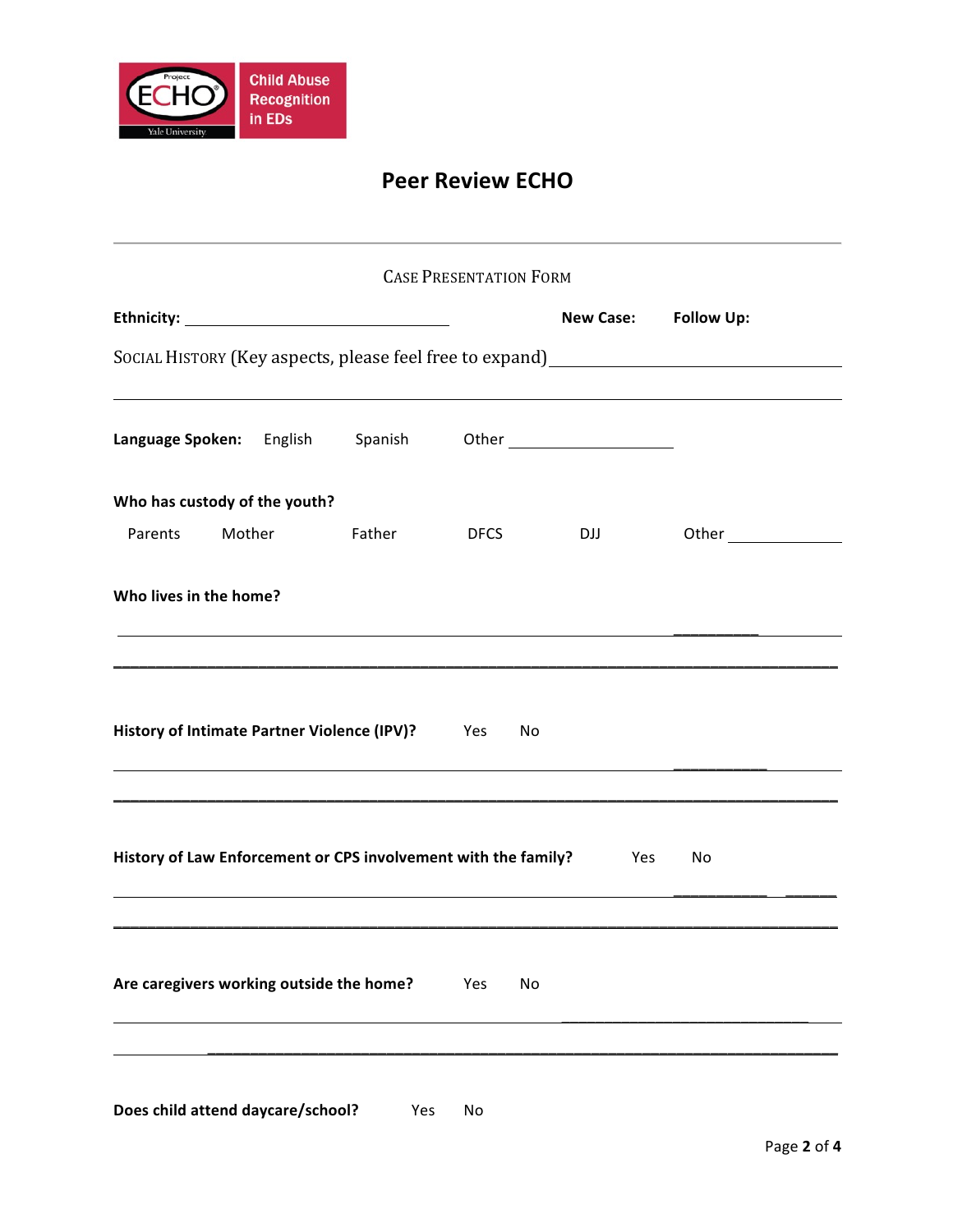Project ECHO Yale University — Child Abuse Recognition in EDs

# Peer Review ECHO

---

## CASE PRESENTATION FORM

**Ethicity:** ______________________________ **New Case:** **Follow Up:**

SOCIAL HISTORY (Key aspects, please feel free to expand) ______________________________

______________________________________________________________________

**Language Spoken:** English Spanish Other ____________________

**Who has custody of the youth?**

Parents Mother Father DFCS DJJ Other ______________

**Who lives in the home?**

______________________________________________________________________

______________________________________________________________________

**History of Intimate Partner Violence (IPV)?** Yes No

______________________________________________________________________

______________________________________________________________________

**History of Law Enforcement or CPS involvement with the family?** Yes No

______________________________________________________________________

______________________________________________________________________

**Are caregivers working outside the home?** Yes No

______________________________________________________________________

______________________________________________________________________

**Does child attend daycare/school?** Yes No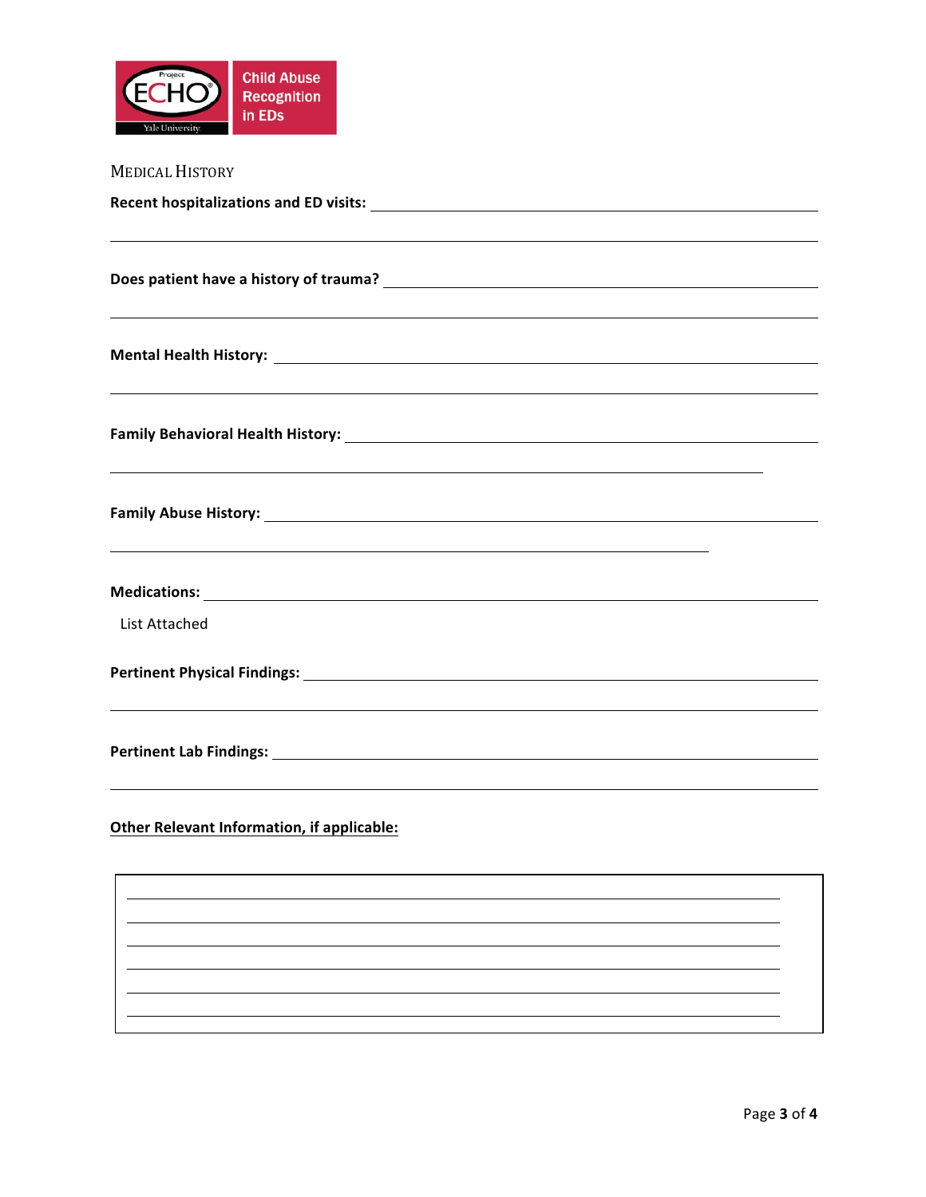## Medical History

**Recent hospitalizations and ED visits:** \_\_\_\_\_\_\_\_\_\_\_\_\_\_\_\_\_\_\_\_\_\_\_\_\_\_\_\_\_\_\_\_\_\_\_\_\_\_\_\_

\_\_\_\_\_\_\_\_\_\_\_\_\_\_\_\_\_\_\_\_\_\_\_\_\_\_\_\_\_\_\_\_\_\_\_\_\_\_\_\_\_\_\_\_\_\_\_\_\_\_\_\_\_\_\_\_\_\_\_\_\_\_\_\_

**Does patient have a history of trauma?** \_\_\_\_\_\_\_\_\_\_\_\_\_\_\_\_\_\_\_\_\_\_\_\_\_\_\_\_\_\_\_\_\_\_\_\_\_\_\_\_

\_\_\_\_\_\_\_\_\_\_\_\_\_\_\_\_\_\_\_\_\_\_\_\_\_\_\_\_\_\_\_\_\_\_\_\_\_\_\_\_\_\_\_\_\_\_\_\_\_\_\_\_\_\_\_\_\_\_\_\_\_\_\_\_

**Mental Health History:** \_\_\_\_\_\_\_\_\_\_\_\_\_\_\_\_\_\_\_\_\_\_\_\_\_\_\_\_\_\_\_\_\_\_\_\_\_\_\_\_\_\_\_\_\_\_\_\_

\_\_\_\_\_\_\_\_\_\_\_\_\_\_\_\_\_\_\_\_\_\_\_\_\_\_\_\_\_\_\_\_\_\_\_\_\_\_\_\_\_\_\_\_\_\_\_\_\_\_\_\_\_\_\_\_\_\_\_\_\_\_\_\_

**Family Behavioral Health History:** \_\_\_\_\_\_\_\_\_\_\_\_\_\_\_\_\_\_\_\_\_\_\_\_\_\_\_\_\_\_\_\_\_\_\_\_\_\_\_\_\_\_

\_\_\_\_\_\_\_\_\_\_\_\_\_\_\_\_\_\_\_\_\_\_\_\_\_\_\_\_\_\_\_\_\_\_\_\_\_\_\_\_\_\_\_\_\_\_\_\_\_\_\_\_\_\_\_\_\_\_\_\_

**Family Abuse History:** \_\_\_\_\_\_\_\_\_\_\_\_\_\_\_\_\_\_\_\_\_\_\_\_\_\_\_\_\_\_\_\_\_\_\_\_\_\_\_\_\_\_\_\_\_\_\_\_

\_\_\_\_\_\_\_\_\_\_\_\_\_\_\_\_\_\_\_\_\_\_\_\_\_\_\_\_\_\_\_\_\_\_\_\_\_\_\_\_\_\_\_\_\_\_\_\_\_\_\_\_\_\_\_\_

**Medications:** \_\_\_\_\_\_\_\_\_\_\_\_\_\_\_\_\_\_\_\_\_\_\_\_\_\_\_\_\_\_\_\_\_\_\_\_\_\_\_\_\_\_\_\_\_\_\_\_\_\_\_\_\_\_

List Attached

**Pertinent Physical Findings:** \_\_\_\_\_\_\_\_\_\_\_\_\_\_\_\_\_\_\_\_\_\_\_\_\_\_\_\_\_\_\_\_\_\_\_\_\_\_\_\_\_\_\_\_

\_\_\_\_\_\_\_\_\_\_\_\_\_\_\_\_\_\_\_\_\_\_\_\_\_\_\_\_\_\_\_\_\_\_\_\_\_\_\_\_\_\_\_\_\_\_\_\_\_\_\_\_\_\_\_\_\_\_\_\_\_\_\_\_

**Pertinent Lab Findings:** \_\_\_\_\_\_\_\_\_\_\_\_\_\_\_\_\_\_\_\_\_\_\_\_\_\_\_\_\_\_\_\_\_\_\_\_\_\_\_\_\_\_\_\_\_\_\_\_

\_\_\_\_\_\_\_\_\_\_\_\_\_\_\_\_\_\_\_\_\_\_\_\_\_\_\_\_\_\_\_\_\_\_\_\_\_\_\_\_\_\_\_\_\_\_\_\_\_\_\_\_\_\_\_\_\_\_\_\_\_\_\_\_

**Other Relevant Information, if applicable:**

\_\_\_\_\_\_\_\_\_\_\_\_\_\_\_\_\_\_\_\_\_\_\_\_\_\_\_\_\_\_\_\_\_\_\_\_\_\_\_\_\_\_\_\_\_\_\_\_\_\_\_\_\_\_\_\_\_\_\_\_\_\_\_\_

\_\_\_\_\_\_\_\_\_\_\_\_\_\_\_\_\_\_\_\_\_\_\_\_\_\_\_\_\_\_\_\_\_\_\_\_\_\_\_\_\_\_\_\_\_\_\_\_\_\_\_\_\_\_\_\_\_\_\_\_\_\_\_\_

\_\_\_\_\_\_\_\_\_\_\_\_\_\_\_\_\_\_\_\_\_\_\_\_\_\_\_\_\_\_\_\_\_\_\_\_\_\_\_\_\_\_\_\_\_\_\_\_\_\_\_\_\_\_\_\_\_\_\_\_\_\_\_\_

\_\_\_\_\_\_\_\_\_\_\_\_\_\_\_\_\_\_\_\_\_\_\_\_\_\_\_\_\_\_\_\_\_\_\_\_\_\_\_\_\_\_\_\_\_\_\_\_\_\_\_\_\_\_\_\_\_\_\_\_\_\_\_\_

\_\_\_\_\_\_\_\_\_\_\_\_\_\_\_\_\_\_\_\_\_\_\_\_\_\_\_\_\_\_\_\_\_\_\_\_\_\_\_\_\_\_\_\_\_\_\_\_\_\_\_\_\_\_\_\_\_\_\_\_\_\_\_\_

\_\_\_\_\_\_\_\_\_\_\_\_\_\_\_\_\_\_\_\_\_\_\_\_\_\_\_\_\_\_\_\_\_\_\_\_\_\_\_\_\_\_\_\_\_\_\_\_\_\_\_\_\_\_\_\_\_\_\_\_\_\_\_\_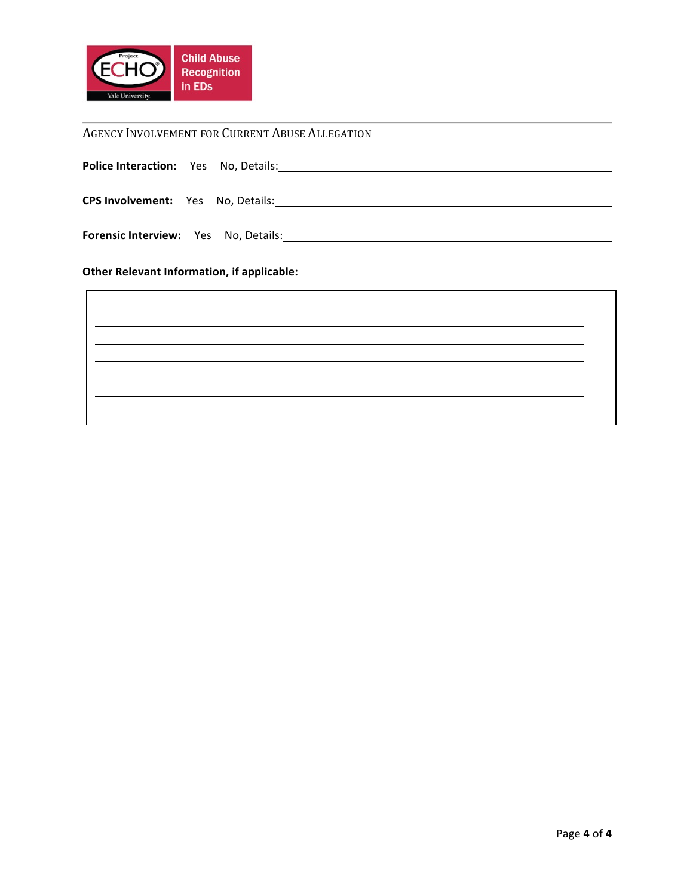## AGENCY INVOLVEMENT FOR CURRENT ABUSE ALLEGATION

**Police Interaction:** Yes No, Details: \_\_\_\_\_\_\_\_\_\_\_\_\_\_\_\_\_\_\_\_\_\_\_\_\_\_\_\_\_\_\_\_\_\_\_\_\_\_\_\_

**CPS Involvement:** Yes No, Details: \_\_\_\_\_\_\_\_\_\_\_\_\_\_\_\_\_\_\_\_\_\_\_\_\_\_\_\_\_\_\_\_\_\_\_\_\_\_\_\_

**Forensic Interview:** Yes No, Details: \_\_\_\_\_\_\_\_\_\_\_\_\_\_\_\_\_\_\_\_\_\_\_\_\_\_\_\_\_\_\_\_\_\_\_\_\_\_\_\_

**Other Relevant Information, if applicable:**

\_\_\_\_\_\_\_\_\_\_\_\_\_\_\_\_\_\_\_\_\_\_\_\_\_\_\_\_\_\_\_\_\_\_\_\_\_\_\_\_\_\_\_\_\_\_\_\_\_\_\_\_\_\_\_\_\_\_\_\_

\_\_\_\_\_\_\_\_\_\_\_\_\_\_\_\_\_\_\_\_\_\_\_\_\_\_\_\_\_\_\_\_\_\_\_\_\_\_\_\_\_\_\_\_\_\_\_\_\_\_\_\_\_\_\_\_\_\_\_\_

\_\_\_\_\_\_\_\_\_\_\_\_\_\_\_\_\_\_\_\_\_\_\_\_\_\_\_\_\_\_\_\_\_\_\_\_\_\_\_\_\_\_\_\_\_\_\_\_\_\_\_\_\_\_\_\_\_\_\_\_

\_\_\_\_\_\_\_\_\_\_\_\_\_\_\_\_\_\_\_\_\_\_\_\_\_\_\_\_\_\_\_\_\_\_\_\_\_\_\_\_\_\_\_\_\_\_\_\_\_\_\_\_\_\_\_\_\_\_\_\_

\_\_\_\_\_\_\_\_\_\_\_\_\_\_\_\_\_\_\_\_\_\_\_\_\_\_\_\_\_\_\_\_\_\_\_\_\_\_\_\_\_\_\_\_\_\_\_\_\_\_\_\_\_\_\_\_\_\_\_\_

\_\_\_\_\_\_\_\_\_\_\_\_\_\_\_\_\_\_\_\_\_\_\_\_\_\_\_\_\_\_\_\_\_\_\_\_\_\_\_\_\_\_\_\_\_\_\_\_\_\_\_\_\_\_\_\_\_\_\_\_